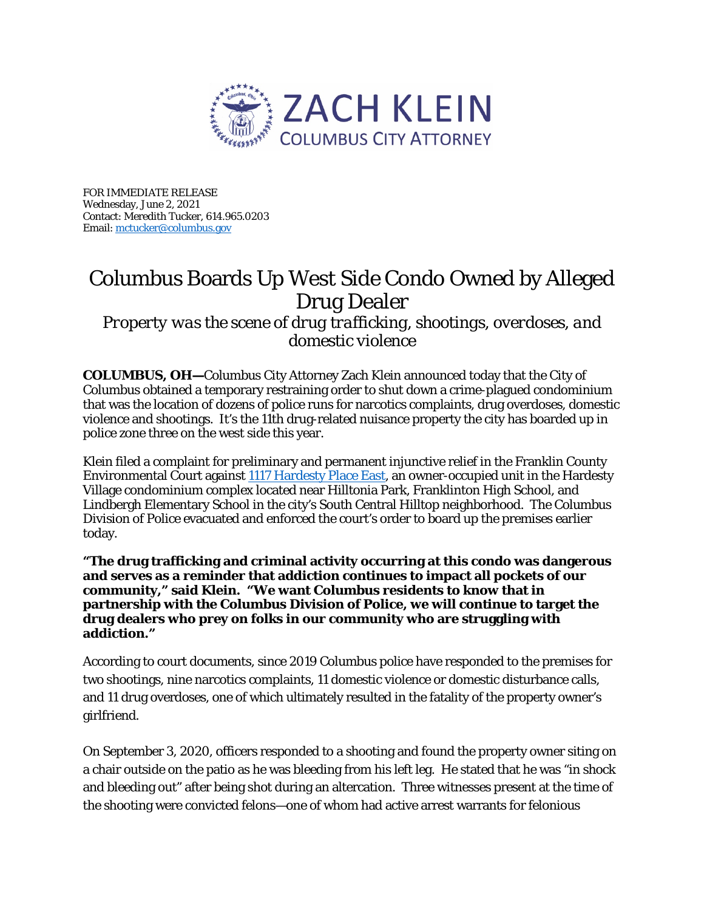ZACH KLEIN
COLUMBUS CITY ATTORNEY

FOR IMMEDIATE RELEASE
Wednesday, June 2, 2021
Contact: Meredith Tucker, 614.965.0203
Email: mctucker@columbus.gov

# Columbus Boards Up West Side Condo Owned by Alleged Drug Dealer

*Property was the scene of drug trafficking, shootings, overdoses, and domestic violence*

**COLUMBUS, OH—**Columbus City Attorney Zach Klein announced today that the City of Columbus obtained a temporary restraining order to shut down a crime-plagued condominium that was the location of dozens of police runs for narcotics complaints, drug overdoses, domestic violence and shootings. It's the 11th drug-related nuisance property the city has boarded up in police zone three on the west side this year.

Klein filed a complaint for preliminary and permanent injunctive relief in the Franklin County Environmental Court against 1117 Hardesty Place East, an owner-occupied unit in the Hardesty Village condominium complex located near Hilltonia Park, Franklinton High School, and Lindbergh Elementary School in the city's South Central Hilltop neighborhood. The Columbus Division of Police evacuated and enforced the court's order to board up the premises earlier today.

**"The drug trafficking and criminal activity occurring at this condo was dangerous and serves as a reminder that addiction continues to impact all pockets of our community," said Klein. "We want Columbus residents to know that in partnership with the Columbus Division of Police, we will continue to target the drug dealers who prey on folks in our community who are struggling with addiction."**

According to court documents, since 2019 Columbus police have responded to the premises for two shootings, nine narcotics complaints, 11 domestic violence or domestic disturbance calls, and 11 drug overdoses, one of which ultimately resulted in the fatality of the property owner's girlfriend.

On September 3, 2020, officers responded to a shooting and found the property owner siting on a chair outside on the patio as he was bleeding from his left leg. He stated that he was "in shock and bleeding out" after being shot during an altercation. Three witnesses present at the time of the shooting were convicted felons—one of whom had active arrest warrants for felonious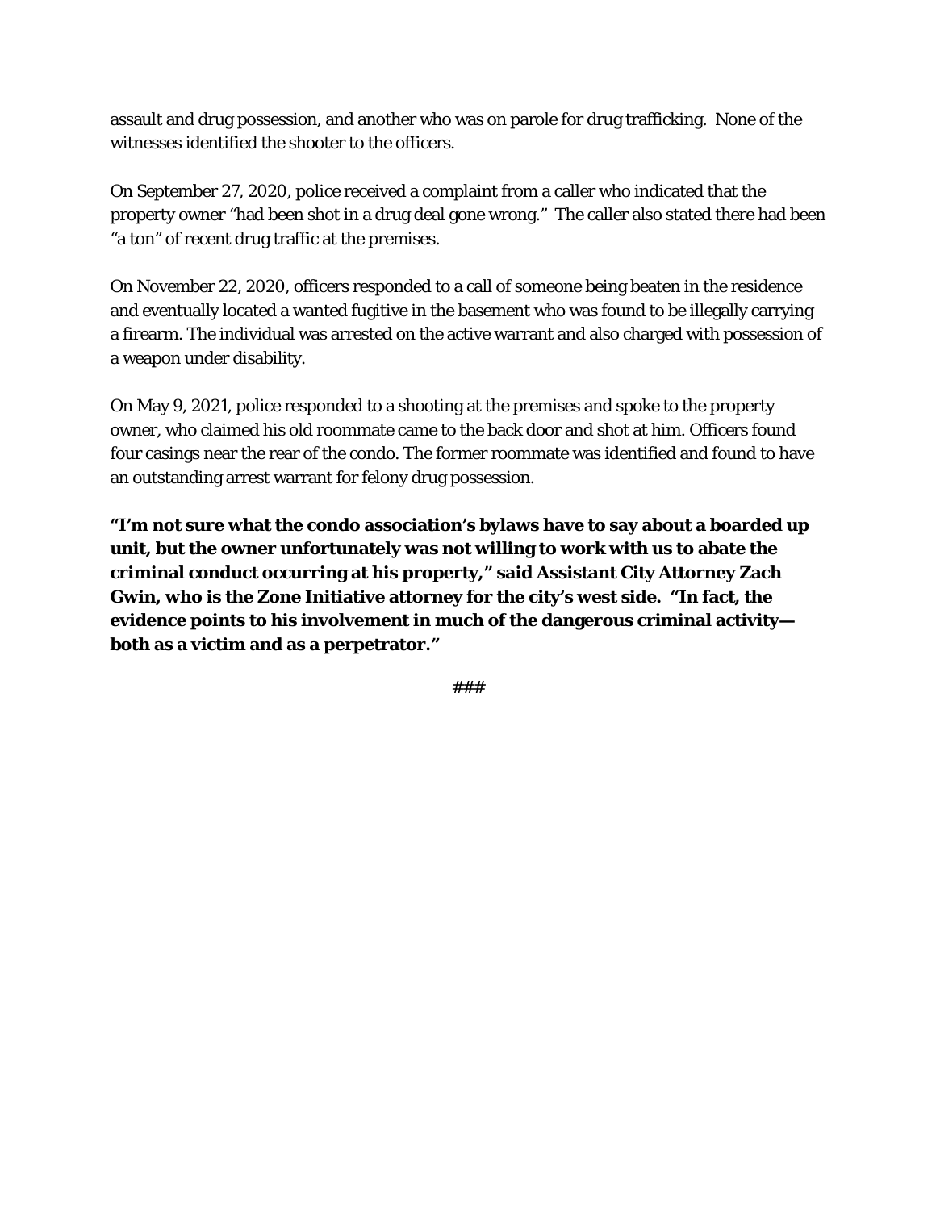assault and drug possession, and another who was on parole for drug trafficking. None of the witnesses identified the shooter to the officers.

On September 27, 2020, police received a complaint from a caller who indicated that the property owner "had been shot in a drug deal gone wrong." The caller also stated there had been "a ton" of recent drug traffic at the premises.

On November 22, 2020, officers responded to a call of someone being beaten in the residence and eventually located a wanted fugitive in the basement who was found to be illegally carrying a firearm. The individual was arrested on the active warrant and also charged with possession of a weapon under disability.

On May 9, 2021, police responded to a shooting at the premises and spoke to the property owner, who claimed his old roommate came to the back door and shot at him. Officers found four casings near the rear of the condo. The former roommate was identified and found to have an outstanding arrest warrant for felony drug possession.

**"I'm not sure what the condo association's bylaws have to say about a boarded up unit, but the owner unfortunately was not willing to work with us to abate the criminal conduct occurring at his property," said Assistant City Attorney Zach Gwin, who is the Zone Initiative attorney for the city's west side. "In fact, the evidence points to his involvement in much of the dangerous criminal activity—both as a victim and as a perpetrator."**

###